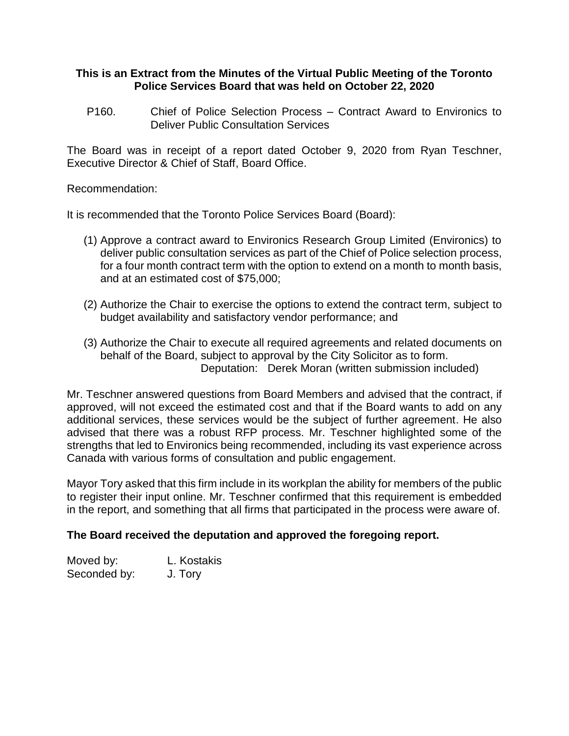**This is an Extract from the Minutes of the Virtual Public Meeting of the Toronto Police Services Board that was held on October 22, 2020**

P160. Chief of Police Selection Process – Contract Award to Environics to Deliver Public Consultation Services

The Board was in receipt of a report dated October 9, 2020 from Ryan Teschner, Executive Director & Chief of Staff, Board Office.

Recommendation:

It is recommended that the Toronto Police Services Board (Board):

(1) Approve a contract award to Environics Research Group Limited (Environics) to deliver public consultation services as part of the Chief of Police selection process, for a four month contract term with the option to extend on a month to month basis, and at an estimated cost of $75,000;

(2) Authorize the Chair to exercise the options to extend the contract term, subject to budget availability and satisfactory vendor performance; and

(3) Authorize the Chair to execute all required agreements and related documents on behalf of the Board, subject to approval by the City Solicitor as to form.

Deputation: Derek Moran (written submission included)

Mr. Teschner answered questions from Board Members and advised that the contract, if approved, will not exceed the estimated cost and that if the Board wants to add on any additional services, these services would be the subject of further agreement. He also advised that there was a robust RFP process. Mr. Teschner highlighted some of the strengths that led to Environics being recommended, including its vast experience across Canada with various forms of consultation and public engagement.

Mayor Tory asked that this firm include in its workplan the ability for members of the public to register their input online. Mr. Teschner confirmed that this requirement is embedded in the report, and something that all firms that participated in the process were aware of.

**The Board received the deputation and approved the foregoing report.**

Moved by: L. Kostakis
Seconded by: J. Tory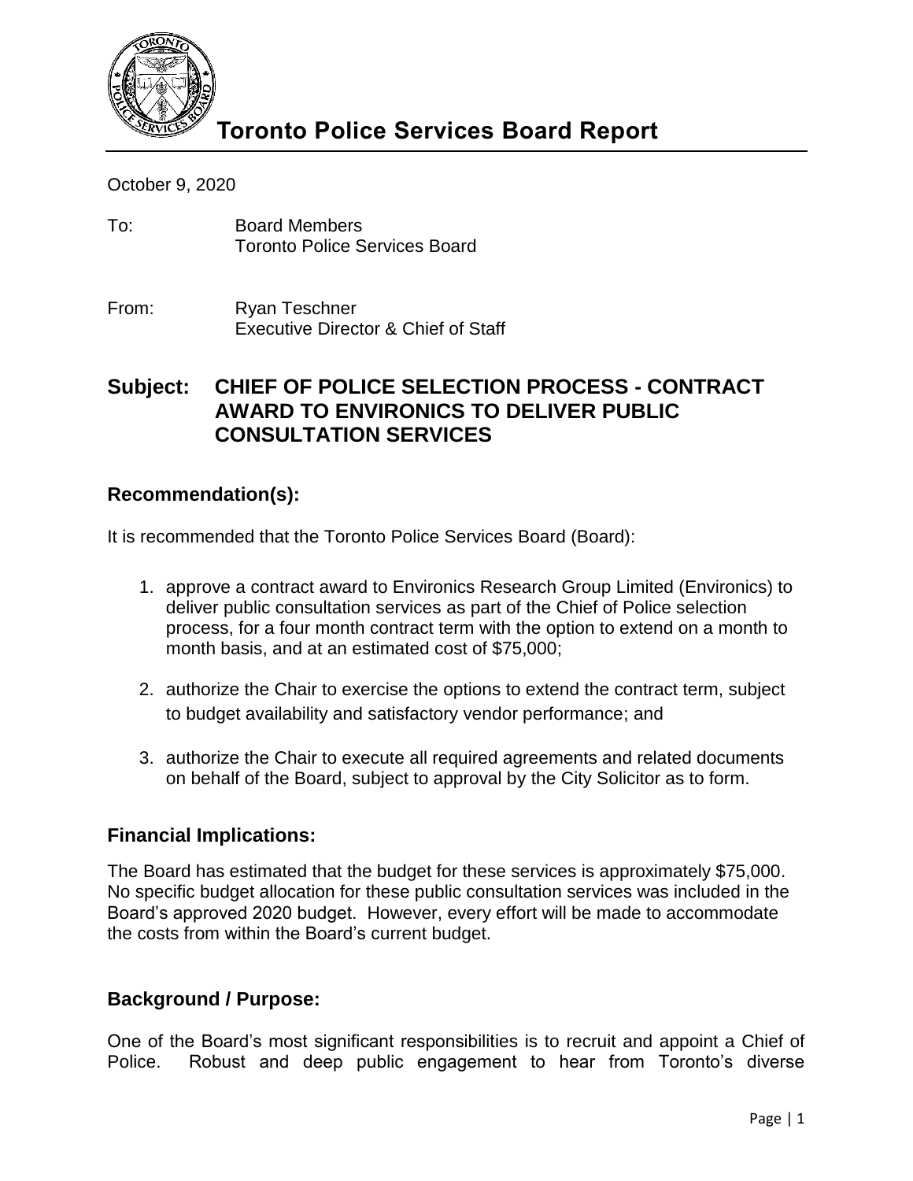# Toronto Police Services Board Report

October 9, 2020

To: Board Members
Toronto Police Services Board

From: Ryan Teschner
Executive Director & Chief of Staff

## Subject: CHIEF OF POLICE SELECTION PROCESS - CONTRACT AWARD TO ENVIRONICS TO DELIVER PUBLIC CONSULTATION SERVICES

### Recommendation(s):

It is recommended that the Toronto Police Services Board (Board):

1. approve a contract award to Environics Research Group Limited (Environics) to deliver public consultation services as part of the Chief of Police selection process, for a four month contract term with the option to extend on a month to month basis, and at an estimated cost of $75,000;
2. authorize the Chair to exercise the options to extend the contract term, subject to budget availability and satisfactory vendor performance; and
3. authorize the Chair to execute all required agreements and related documents on behalf of the Board, subject to approval by the City Solicitor as to form.

### Financial Implications:

The Board has estimated that the budget for these services is approximately $75,000. No specific budget allocation for these public consultation services was included in the Board's approved 2020 budget. However, every effort will be made to accommodate the costs from within the Board's current budget.

### Background / Purpose:

One of the Board's most significant responsibilities is to recruit and appoint a Chief of Police. Robust and deep public engagement to hear from Toronto's diverse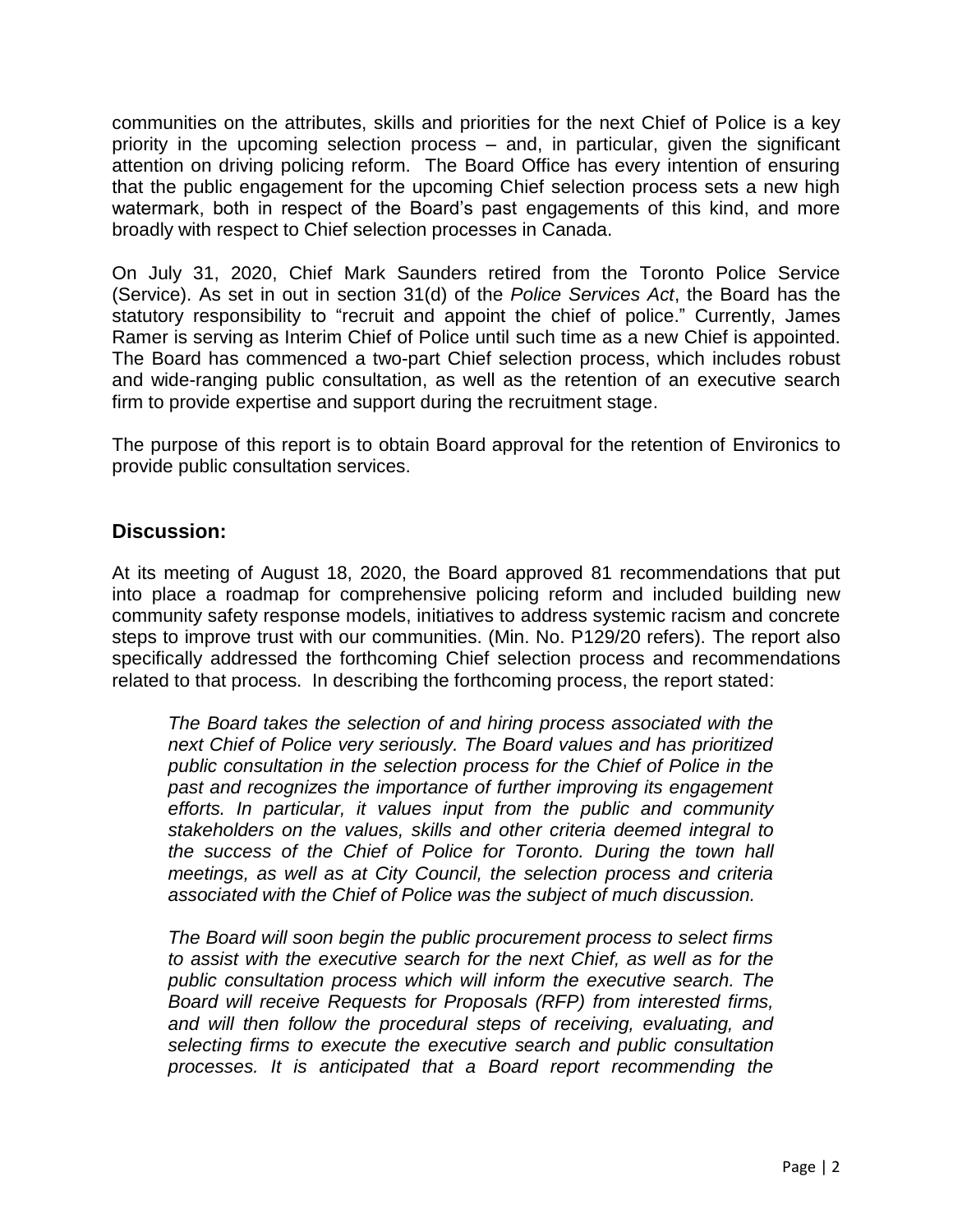communities on the attributes, skills and priorities for the next Chief of Police is a key priority in the upcoming selection process – and, in particular, given the significant attention on driving policing reform. The Board Office has every intention of ensuring that the public engagement for the upcoming Chief selection process sets a new high watermark, both in respect of the Board's past engagements of this kind, and more broadly with respect to Chief selection processes in Canada.

On July 31, 2020, Chief Mark Saunders retired from the Toronto Police Service (Service). As set in out in section 31(d) of the *Police Services Act*, the Board has the statutory responsibility to "recruit and appoint the chief of police." Currently, James Ramer is serving as Interim Chief of Police until such time as a new Chief is appointed. The Board has commenced a two-part Chief selection process, which includes robust and wide-ranging public consultation, as well as the retention of an executive search firm to provide expertise and support during the recruitment stage.

The purpose of this report is to obtain Board approval for the retention of Environics to provide public consultation services.

## Discussion:

At its meeting of August 18, 2020, the Board approved 81 recommendations that put into place a roadmap for comprehensive policing reform and included building new community safety response models, initiatives to address systemic racism and concrete steps to improve trust with our communities. (Min. No. P129/20 refers). The report also specifically addressed the forthcoming Chief selection process and recommendations related to that process. In describing the forthcoming process, the report stated:

> *The Board takes the selection of and hiring process associated with the next Chief of Police very seriously. The Board values and has prioritized public consultation in the selection process for the Chief of Police in the past and recognizes the importance of further improving its engagement efforts. In particular, it values input from the public and community stakeholders on the values, skills and other criteria deemed integral to the success of the Chief of Police for Toronto. During the town hall meetings, as well as at City Council, the selection process and criteria associated with the Chief of Police was the subject of much discussion.*
>
> *The Board will soon begin the public procurement process to select firms to assist with the executive search for the next Chief, as well as for the public consultation process which will inform the executive search. The Board will receive Requests for Proposals (RFP) from interested firms, and will then follow the procedural steps of receiving, evaluating, and selecting firms to execute the executive search and public consultation processes. It is anticipated that a Board report recommending the*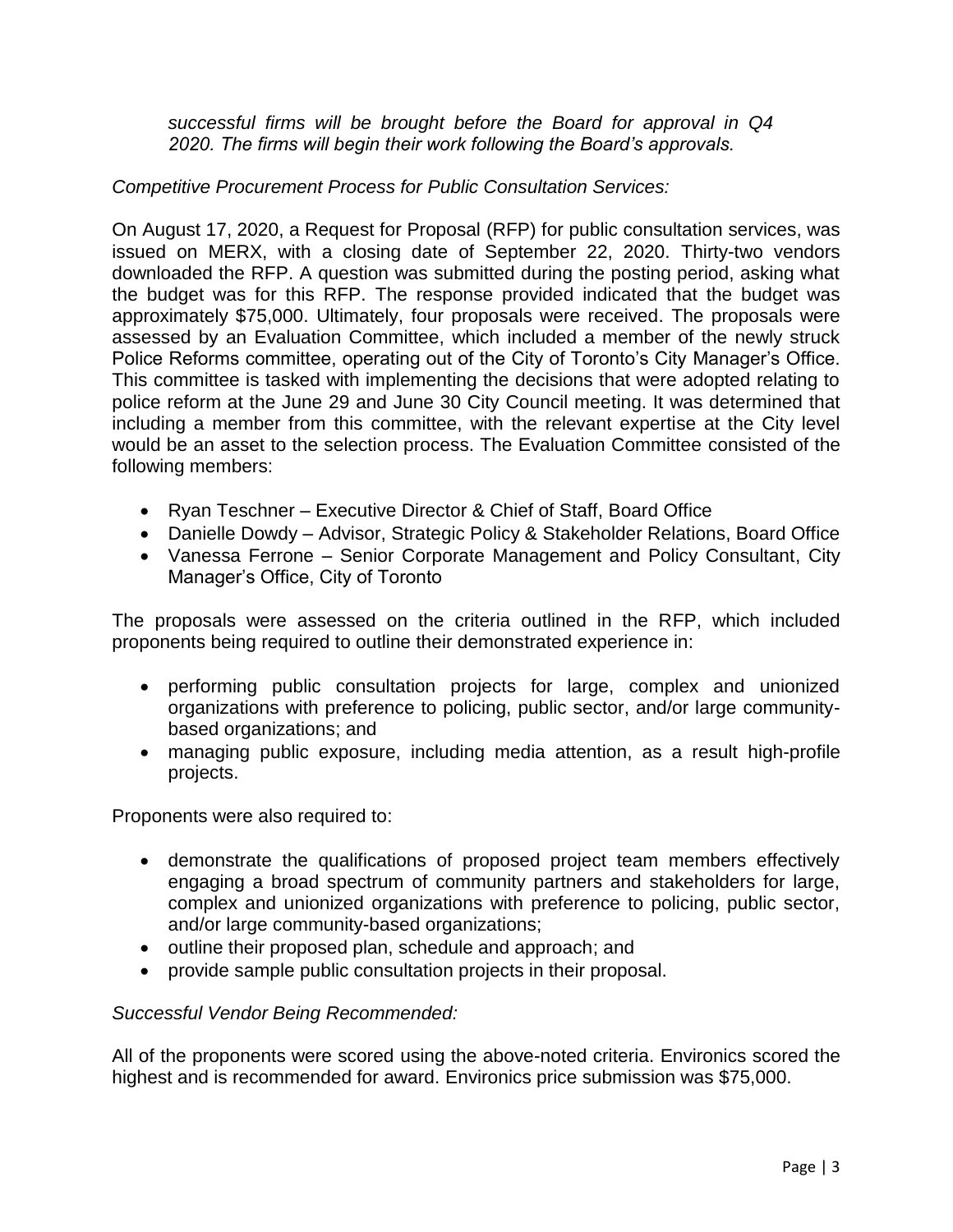*successful firms will be brought before the Board for approval in Q4 2020. The firms will begin their work following the Board's approvals.*

*Competitive Procurement Process for Public Consultation Services:*

On August 17, 2020, a Request for Proposal (RFP) for public consultation services, was issued on MERX, with a closing date of September 22, 2020. Thirty-two vendors downloaded the RFP. A question was submitted during the posting period, asking what the budget was for this RFP. The response provided indicated that the budget was approximately $75,000. Ultimately, four proposals were received. The proposals were assessed by an Evaluation Committee, which included a member of the newly struck Police Reforms committee, operating out of the City of Toronto's City Manager's Office. This committee is tasked with implementing the decisions that were adopted relating to police reform at the June 29 and June 30 City Council meeting. It was determined that including a member from this committee, with the relevant expertise at the City level would be an asset to the selection process. The Evaluation Committee consisted of the following members:

- Ryan Teschner – Executive Director & Chief of Staff, Board Office
- Danielle Dowdy – Advisor, Strategic Policy & Stakeholder Relations, Board Office
- Vanessa Ferrone – Senior Corporate Management and Policy Consultant, City Manager's Office, City of Toronto

The proposals were assessed on the criteria outlined in the RFP, which included proponents being required to outline their demonstrated experience in:

- performing public consultation projects for large, complex and unionized organizations with preference to policing, public sector, and/or large community-based organizations; and
- managing public exposure, including media attention, as a result high-profile projects.

Proponents were also required to:

- demonstrate the qualifications of proposed project team members effectively engaging a broad spectrum of community partners and stakeholders for large, complex and unionized organizations with preference to policing, public sector, and/or large community-based organizations;
- outline their proposed plan, schedule and approach; and
- provide sample public consultation projects in their proposal.

*Successful Vendor Being Recommended:*

All of the proponents were scored using the above-noted criteria. Environics scored the highest and is recommended for award. Environics price submission was $75,000.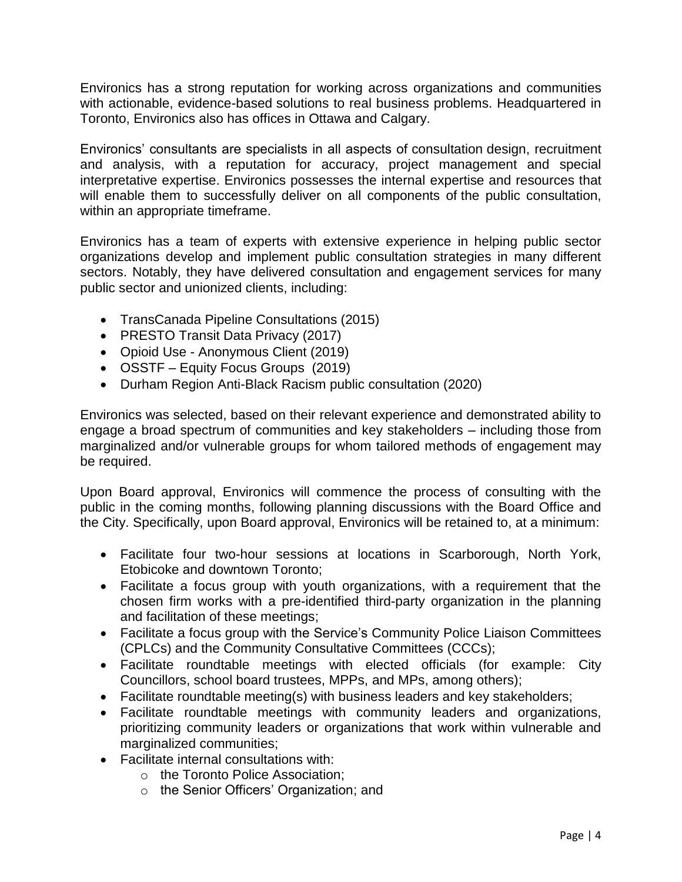Environics has a strong reputation for working across organizations and communities with actionable, evidence-based solutions to real business problems. Headquartered in Toronto, Environics also has offices in Ottawa and Calgary.

Environics' consultants are specialists in all aspects of consultation design, recruitment and analysis, with a reputation for accuracy, project management and special interpretative expertise. Environics possesses the internal expertise and resources that will enable them to successfully deliver on all components of the public consultation, within an appropriate timeframe.

Environics has a team of experts with extensive experience in helping public sector organizations develop and implement public consultation strategies in many different sectors. Notably, they have delivered consultation and engagement services for many public sector and unionized clients, including:

- TransCanada Pipeline Consultations (2015)
- PRESTO Transit Data Privacy (2017)
- Opioid Use - Anonymous Client (2019)
- OSSTF – Equity Focus Groups (2019)
- Durham Region Anti-Black Racism public consultation (2020)

Environics was selected, based on their relevant experience and demonstrated ability to engage a broad spectrum of communities and key stakeholders – including those from marginalized and/or vulnerable groups for whom tailored methods of engagement may be required.

Upon Board approval, Environics will commence the process of consulting with the public in the coming months, following planning discussions with the Board Office and the City. Specifically, upon Board approval, Environics will be retained to, at a minimum:

- Facilitate four two-hour sessions at locations in Scarborough, North York, Etobicoke and downtown Toronto;
- Facilitate a focus group with youth organizations, with a requirement that the chosen firm works with a pre-identified third-party organization in the planning and facilitation of these meetings;
- Facilitate a focus group with the Service's Community Police Liaison Committees (CPLCs) and the Community Consultative Committees (CCCs);
- Facilitate roundtable meetings with elected officials (for example: City Councillors, school board trustees, MPPs, and MPs, among others);
- Facilitate roundtable meeting(s) with business leaders and key stakeholders;
- Facilitate roundtable meetings with community leaders and organizations, prioritizing community leaders or organizations that work within vulnerable and marginalized communities;
- Facilitate internal consultations with:
  - the Toronto Police Association;
  - the Senior Officers' Organization; and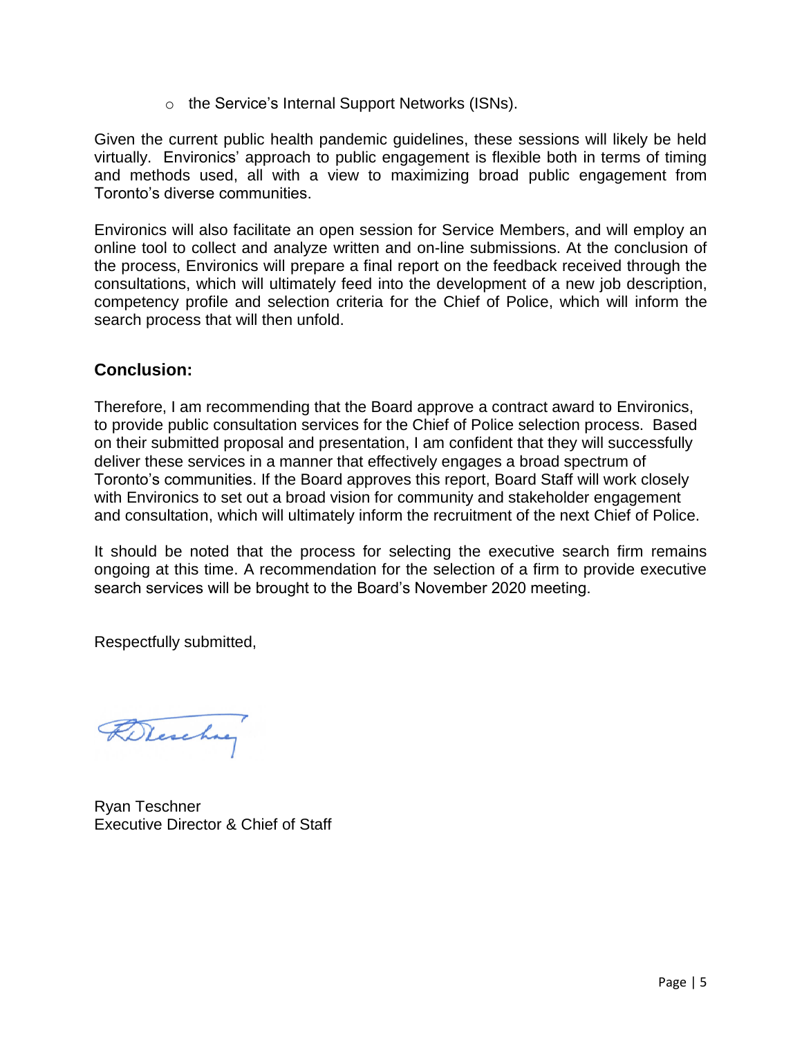- the Service's Internal Support Networks (ISNs).

Given the current public health pandemic guidelines, these sessions will likely be held virtually. Environics' approach to public engagement is flexible both in terms of timing and methods used, all with a view to maximizing broad public engagement from Toronto's diverse communities.

Environics will also facilitate an open session for Service Members, and will employ an online tool to collect and analyze written and on-line submissions. At the conclusion of the process, Environics will prepare a final report on the feedback received through the consultations, which will ultimately feed into the development of a new job description, competency profile and selection criteria for the Chief of Police, which will inform the search process that will then unfold.

## Conclusion:

Therefore, I am recommending that the Board approve a contract award to Environics, to provide public consultation services for the Chief of Police selection process. Based on their submitted proposal and presentation, I am confident that they will successfully deliver these services in a manner that effectively engages a broad spectrum of Toronto's communities. If the Board approves this report, Board Staff will work closely with Environics to set out a broad vision for community and stakeholder engagement and consultation, which will ultimately inform the recruitment of the next Chief of Police.

It should be noted that the process for selecting the executive search firm remains ongoing at this time. A recommendation for the selection of a firm to provide executive search services will be brought to the Board's November 2020 meeting.

Respectfully submitted,

Ryan Teschner
Executive Director & Chief of Staff